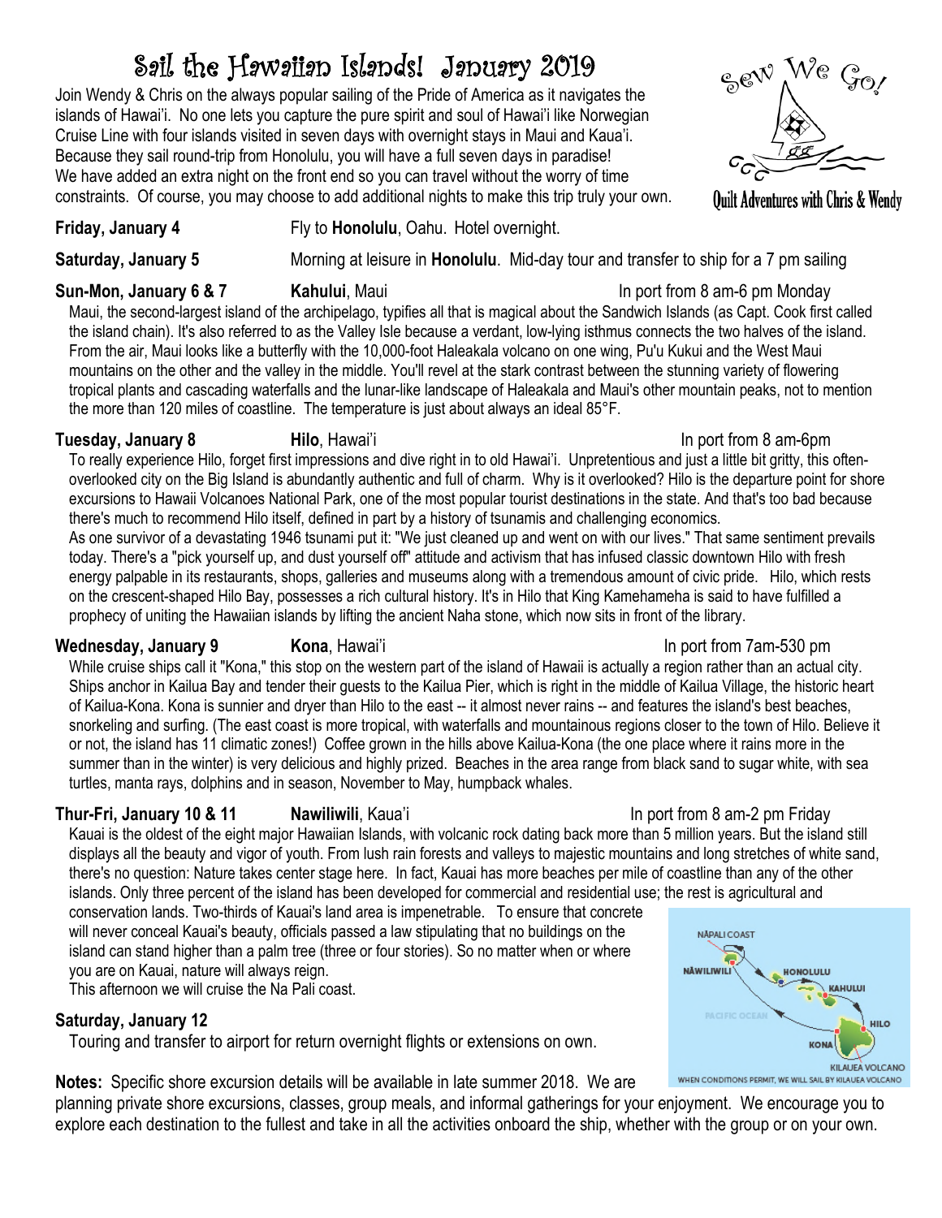# Sail the Hawaiian Islands! January 2019

Join Wendy & Chris on the always popular sailing of the Pride of America as it navigates the islands of Hawai'i. No one lets you capture the pure spirit and soul of Hawai'i like Norwegian Cruise Line with four islands visited in seven days with overnight stays in Maui and Kaua'i. Because they sail round-trip from Honolulu, you will have a full seven days in paradise! We have added an extra night on the front end so you can travel without the worry of time constraints. Of course, you may choose to add additional nights to make this trip truly your own.

Sew We Go!
Quilt Adventures with Chris & Wendy

**Friday, January 4** Fly to **Honolulu**, Oahu. Hotel overnight.

**Saturday, January 5** Morning at leisure in **Honolulu**. Mid-day tour and transfer to ship for a 7 pm sailing

**Sun-Mon, January 6 & 7** **Kahului**, Maui In port from 8 am-6 pm Monday

Maui, the second-largest island of the archipelago, typifies all that is magical about the Sandwich Islands (as Capt. Cook first called the island chain). It's also referred to as the Valley Isle because a verdant, low-lying isthmus connects the two halves of the island. From the air, Maui looks like a butterfly with the 10,000-foot Haleakala volcano on one wing, Pu'u Kukui and the West Maui mountains on the other and the valley in the middle. You'll revel at the stark contrast between the stunning variety of flowering tropical plants and cascading waterfalls and the lunar-like landscape of Haleakala and Maui's other mountain peaks, not to mention the more than 120 miles of coastline. The temperature is just about always an ideal 85°F.

**Tuesday, January 8** **Hilo**, Hawai'i In port from 8 am-6pm

To really experience Hilo, forget first impressions and dive right in to old Hawai'i. Unpretentious and just a little bit gritty, this often-overlooked city on the Big Island is abundantly authentic and full of charm. Why is it overlooked? Hilo is the departure point for shore excursions to Hawaii Volcanoes National Park, one of the most popular tourist destinations in the state. And that's too bad because there's much to recommend Hilo itself, defined in part by a history of tsunamis and challenging economics.

As one survivor of a devastating 1946 tsunami put it: "We just cleaned up and went on with our lives." That same sentiment prevails today. There's a "pick yourself up, and dust yourself off" attitude and activism that has infused classic downtown Hilo with fresh energy palpable in its restaurants, shops, galleries and museums along with a tremendous amount of civic pride. Hilo, which rests on the crescent-shaped Hilo Bay, possesses a rich cultural history. It's in Hilo that King Kamehameha is said to have fulfilled a prophecy of uniting the Hawaiian islands by lifting the ancient Naha stone, which now sits in front of the library.

**Wednesday, January 9** **Kona**, Hawai'i In port from 7am-530 pm

While cruise ships call it "Kona," this stop on the western part of the island of Hawaii is actually a region rather than an actual city. Ships anchor in Kailua Bay and tender their guests to the Kailua Pier, which is right in the middle of Kailua Village, the historic heart of Kailua-Kona. Kona is sunnier and dryer than Hilo to the east -- it almost never rains -- and features the island's best beaches, snorkeling and surfing. (The east coast is more tropical, with waterfalls and mountainous regions closer to the town of Hilo. Believe it or not, the island has 11 climatic zones!) Coffee grown in the hills above Kailua-Kona (the one place where it rains more in the summer than in the winter) is very delicious and highly prized. Beaches in the area range from black sand to sugar white, with sea turtles, manta rays, dolphins and in season, November to May, humpback whales.

**Thur-Fri, January 10 & 11** **Nawiliwili**, Kaua'i In port from 8 am-2 pm Friday

Kauai is the oldest of the eight major Hawaiian Islands, with volcanic rock dating back more than 5 million years. But the island still displays all the beauty and vigor of youth. From lush rain forests and valleys to majestic mountains and long stretches of white sand, there's no question: Nature takes center stage here. In fact, Kauai has more beaches per mile of coastline than any of the other islands. Only three percent of the island has been developed for commercial and residential use; the rest is agricultural and conservation lands. Two-thirds of Kauai's land area is impenetrable. To ensure that concrete will never conceal Kauai's beauty, officials passed a law stipulating that no buildings on the island can stand higher than a palm tree (three or four stories). So no matter when or where you are on Kauai, nature will always reign.

This afternoon we will cruise the Na Pali coast.

**Saturday, January 12**

Touring and transfer to airport for return overnight flights or extensions on own.

NĀPALI COAST · NĀWILIWILI · HONOLULU · KAHULUI · PACIFIC OCEAN · HILO · KONA · KILAUEA VOLCANO

WHEN CONDITIONS PERMIT, WE WILL SAIL BY KILAUEA VOLCANO

**Notes:** Specific shore excursion details will be available in late summer 2018. We are planning private shore excursions, classes, group meals, and informal gatherings for your enjoyment. We encourage you to explore each destination to the fullest and take in all the activities onboard the ship, whether with the group or on your own.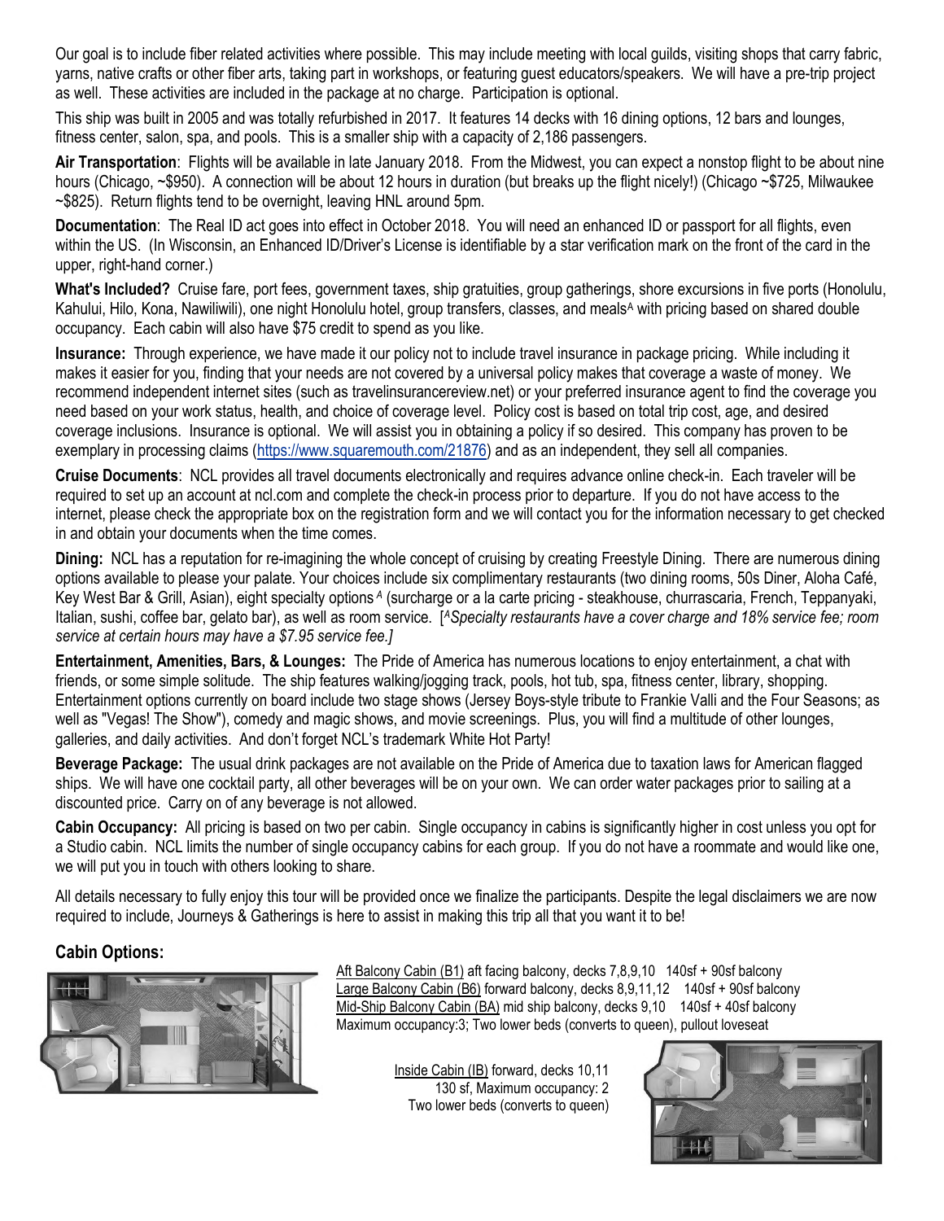Our goal is to include fiber related activities where possible. This may include meeting with local guilds, visiting shops that carry fabric, yarns, native crafts or other fiber arts, taking part in workshops, or featuring guest educators/speakers. We will have a pre-trip project as well. These activities are included in the package at no charge. Participation is optional.

This ship was built in 2005 and was totally refurbished in 2017. It features 14 decks with 16 dining options, 12 bars and lounges, fitness center, salon, spa, and pools. This is a smaller ship with a capacity of 2,186 passengers.

**Air Transportation**: Flights will be available in late January 2018. From the Midwest, you can expect a nonstop flight to be about nine hours (Chicago, ~$950). A connection will be about 12 hours in duration (but breaks up the flight nicely!) (Chicago ~$725, Milwaukee ~$825). Return flights tend to be overnight, leaving HNL around 5pm.

**Documentation**: The Real ID act goes into effect in October 2018. You will need an enhanced ID or passport for all flights, even within the US. (In Wisconsin, an Enhanced ID/Driver's License is identifiable by a star verification mark on the front of the card in the upper, right-hand corner.)

**What's Included?** Cruise fare, port fees, government taxes, ship gratuities, group gatherings, shore excursions in five ports (Honolulu, Kahului, Hilo, Kona, Nawiliwili), one night Honolulu hotel, group transfers, classes, and meals[A] with pricing based on shared double occupancy. Each cabin will also have $75 credit to spend as you like.

**Insurance:** Through experience, we have made it our policy not to include travel insurance in package pricing. While including it makes it easier for you, finding that your needs are not covered by a universal policy makes that coverage a waste of money. We recommend independent internet sites (such as travelinsurancereview.net) or your preferred insurance agent to find the coverage you need based on your work status, health, and choice of coverage level. Policy cost is based on total trip cost, age, and desired coverage inclusions. Insurance is optional. We will assist you in obtaining a policy if so desired. This company has proven to be exemplary in processing claims (https://www.squaremouth.com/21876) and as an independent, they sell all companies.

**Cruise Documents**: NCL provides all travel documents electronically and requires advance online check-in. Each traveler will be required to set up an account at ncl.com and complete the check-in process prior to departure. If you do not have access to the internet, please check the appropriate box on the registration form and we will contact you for the information necessary to get checked in and obtain your documents when the time comes.

**Dining:** NCL has a reputation for re-imagining the whole concept of cruising by creating Freestyle Dining. There are numerous dining options available to please your palate. Your choices include six complimentary restaurants (two dining rooms, 50s Diner, Aloha Café, Key West Bar & Grill, Asian), eight specialty options [A] (surcharge or a la carte pricing - steakhouse, churrascaria, French, Teppanyaki, Italian, sushi, coffee bar, gelato bar), as well as room service. [*[A]Specialty restaurants have a cover charge and 18% service fee; room service at certain hours may have a $7.95 service fee.*]

**Entertainment, Amenities, Bars, & Lounges:** The Pride of America has numerous locations to enjoy entertainment, a chat with friends, or some simple solitude. The ship features walking/jogging track, pools, hot tub, spa, fitness center, library, shopping. Entertainment options currently on board include two stage shows (Jersey Boys-style tribute to Frankie Valli and the Four Seasons; as well as "Vegas! The Show"), comedy and magic shows, and movie screenings. Plus, you will find a multitude of other lounges, galleries, and daily activities. And don't forget NCL's trademark White Hot Party!

**Beverage Package:** The usual drink packages are not available on the Pride of America due to taxation laws for American flagged ships. We will have one cocktail party, all other beverages will be on your own. We can order water packages prior to sailing at a discounted price. Carry on of any beverage is not allowed.

**Cabin Occupancy:** All pricing is based on two per cabin. Single occupancy in cabins is significantly higher in cost unless you opt for a Studio cabin. NCL limits the number of single occupancy cabins for each group. If you do not have a roommate and would like one, we will put you in touch with others looking to share.

All details necessary to fully enjoy this tour will be provided once we finalize the participants. Despite the legal disclaimers we are now required to include, Journeys & Gatherings is here to assist in making this trip all that you want it to be!

## Cabin Options:

Aft Balcony Cabin (B1) aft facing balcony, decks 7,8,9,10 140sf + 90sf balcony
Large Balcony Cabin (B6) forward balcony, decks 8,9,11,12 140sf + 90sf balcony
Mid-Ship Balcony Cabin (BA) mid ship balcony, decks 9,10 140sf + 40sf balcony
Maximum occupancy:3; Two lower beds (converts to queen), pullout loveseat

Inside Cabin (IB) forward, decks 10,11
130 sf, Maximum occupancy: 2
Two lower beds (converts to queen)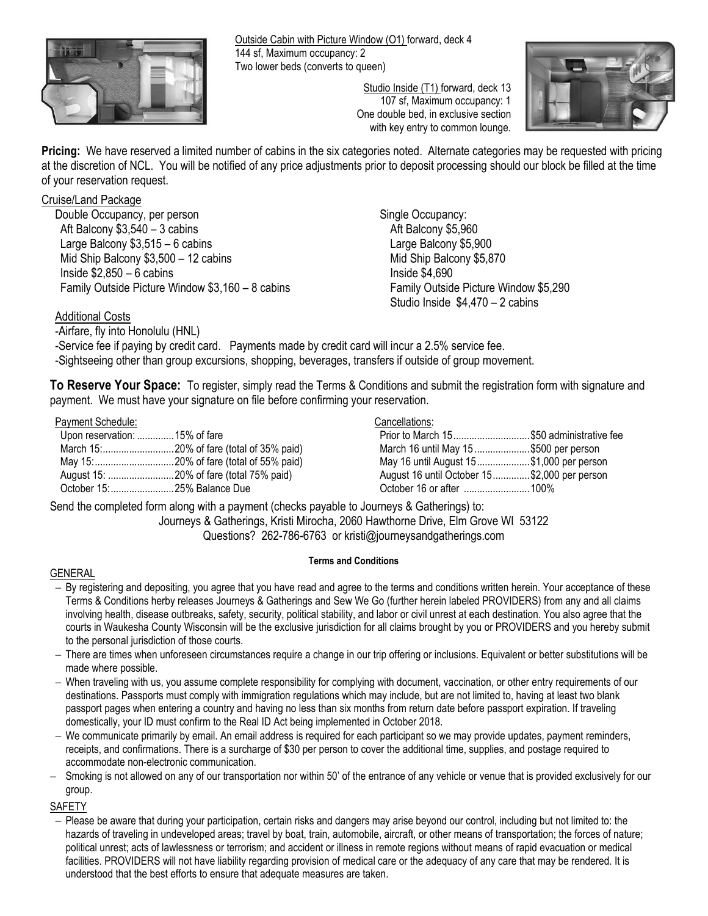Outside Cabin with Picture Window (O1) forward, deck 4
144 sf, Maximum occupancy: 2
Two lower beds (converts to queen)

Studio Inside (T1) forward, deck 13
107 sf, Maximum occupancy: 1
One double bed, in exclusive section with key entry to common lounge.

**Pricing:** We have reserved a limited number of cabins in the six categories noted. Alternate categories may be requested with pricing at the discretion of NCL. You will be notified of any price adjustments prior to deposit processing should our block be filled at the time of your reservation request.

Cruise/Land Package

Double Occupancy, per person
- Aft Balcony $3,540 – 3 cabins
- Large Balcony $3,515 – 6 cabins
- Mid Ship Balcony $3,500 – 12 cabins
- Inside $2,850 – 6 cabins
- Family Outside Picture Window $3,160 – 8 cabins

Single Occupancy:
- Aft Balcony $5,960
- Large Balcony $5,900
- Mid Ship Balcony $5,870
- Inside $4,690
- Family Outside Picture Window $5,290
- Studio Inside $4,470 – 2 cabins

Additional Costs
- -Airfare, fly into Honolulu (HNL)
- -Service fee if paying by credit card. Payments made by credit card will incur a 2.5% service fee.
- -Sightseeing other than group excursions, shopping, beverages, transfers if outside of group movement.

**To Reserve Your Space:** To register, simply read the Terms & Conditions and submit the registration form with signature and payment. We must have your signature on file before confirming your reservation.

Payment Schedule:

| | |
|---|---|
| Upon reservation: | 15% of fare |
| March 15: | 20% of fare (total of 35% paid) |
| May 15: | 20% of fare (total of 55% paid) |
| August 15: | 20% of fare (total 75% paid) |
| October 15: | 25% Balance Due |

Cancellations:

| | |
|---|---|
| Prior to March 15 | $50 administrative fee |
| March 16 until May 15 | $500 per person |
| May 16 until August 15 | $1,000 per person |
| August 16 until October 15 | $2,000 per person |
| October 16 or after | 100% |

Send the completed form along with a payment (checks payable to Journeys & Gatherings) to:
Journeys & Gatherings, Kristi Mirocha, 2060 Hawthorne Drive, Elm Grove WI 53122
Questions? 262-786-6763 or kristi@journeysandgatherings.com

**Terms and Conditions**

GENERAL

- By registering and depositing, you agree that you have read and agree to the terms and conditions written herein. Your acceptance of these Terms & Conditions herby releases Journeys & Gatherings and Sew We Go (further herein labeled PROVIDERS) from any and all claims involving health, disease outbreaks, safety, security, political stability, and labor or civil unrest at each destination. You also agree that the courts in Waukesha County Wisconsin will be the exclusive jurisdiction for all claims brought by you or PROVIDERS and you hereby submit to the personal jurisdiction of those courts.
- There are times when unforeseen circumstances require a change in our trip offering or inclusions. Equivalent or better substitutions will be made where possible.
- When traveling with us, you assume complete responsibility for complying with document, vaccination, or other entry requirements of our destinations. Passports must comply with immigration regulations which may include, but are not limited to, having at least two blank passport pages when entering a country and having no less than six months from return date before passport expiration. If traveling domestically, your ID must confirm to the Real ID Act being implemented in October 2018.
- We communicate primarily by email. An email address is required for each participant so we may provide updates, payment reminders, receipts, and confirmations. There is a surcharge of $30 per person to cover the additional time, supplies, and postage required to accommodate non-electronic communication.
- Smoking is not allowed on any of our transportation nor within 50' of the entrance of any vehicle or venue that is provided exclusively for our group.

SAFETY

- Please be aware that during your participation, certain risks and dangers may arise beyond our control, including but not limited to: the hazards of traveling in undeveloped areas; travel by boat, train, automobile, aircraft, or other means of transportation; the forces of nature; political unrest; acts of lawlessness or terrorism; and accident or illness in remote regions without means of rapid evacuation or medical facilities. PROVIDERS will not have liability regarding provision of medical care or the adequacy of any care that may be rendered. It is understood that the best efforts to ensure that adequate measures are taken.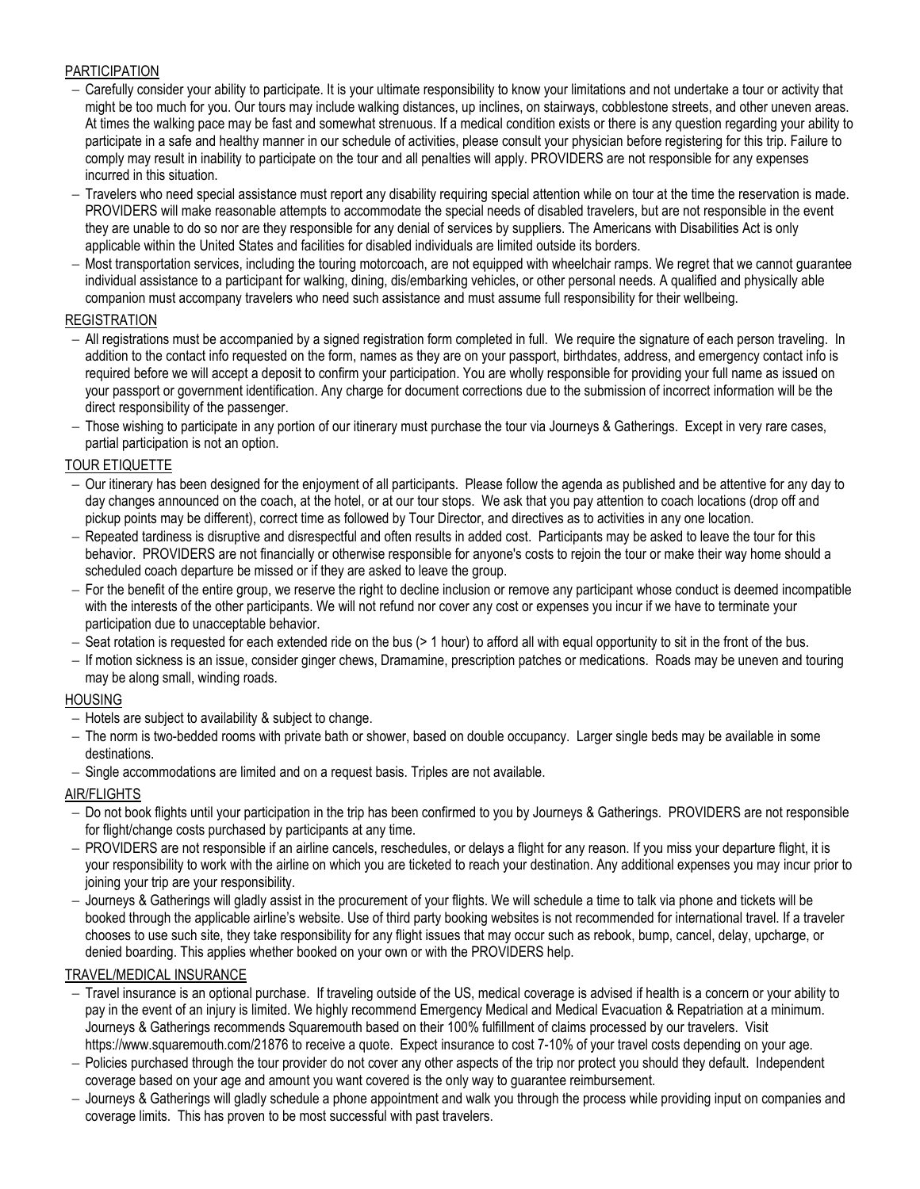## PARTICIPATION

- Carefully consider your ability to participate. It is your ultimate responsibility to know your limitations and not undertake a tour or activity that might be too much for you. Our tours may include walking distances, up inclines, on stairways, cobblestone streets, and other uneven areas. At times the walking pace may be fast and somewhat strenuous. If a medical condition exists or there is any question regarding your ability to participate in a safe and healthy manner in our schedule of activities, please consult your physician before registering for this trip. Failure to comply may result in inability to participate on the tour and all penalties will apply. PROVIDERS are not responsible for any expenses incurred in this situation.
- Travelers who need special assistance must report any disability requiring special attention while on tour at the time the reservation is made. PROVIDERS will make reasonable attempts to accommodate the special needs of disabled travelers, but are not responsible in the event they are unable to do so nor are they responsible for any denial of services by suppliers. The Americans with Disabilities Act is only applicable within the United States and facilities for disabled individuals are limited outside its borders.
- Most transportation services, including the touring motorcoach, are not equipped with wheelchair ramps. We regret that we cannot guarantee individual assistance to a participant for walking, dining, dis/embarking vehicles, or other personal needs. A qualified and physically able companion must accompany travelers who need such assistance and must assume full responsibility for their wellbeing.

## REGISTRATION

- All registrations must be accompanied by a signed registration form completed in full. We require the signature of each person traveling. In addition to the contact info requested on the form, names as they are on your passport, birthdates, address, and emergency contact info is required before we will accept a deposit to confirm your participation. You are wholly responsible for providing your full name as issued on your passport or government identification. Any charge for document corrections due to the submission of incorrect information will be the direct responsibility of the passenger.
- Those wishing to participate in any portion of our itinerary must purchase the tour via Journeys & Gatherings. Except in very rare cases, partial participation is not an option.

## TOUR ETIQUETTE

- Our itinerary has been designed for the enjoyment of all participants. Please follow the agenda as published and be attentive for any day to day changes announced on the coach, at the hotel, or at our tour stops. We ask that you pay attention to coach locations (drop off and pickup points may be different), correct time as followed by Tour Director, and directives as to activities in any one location.
- Repeated tardiness is disruptive and disrespectful and often results in added cost. Participants may be asked to leave the tour for this behavior. PROVIDERS are not financially or otherwise responsible for anyone's costs to rejoin the tour or make their way home should a scheduled coach departure be missed or if they are asked to leave the group.
- For the benefit of the entire group, we reserve the right to decline inclusion or remove any participant whose conduct is deemed incompatible with the interests of the other participants. We will not refund nor cover any cost or expenses you incur if we have to terminate your participation due to unacceptable behavior.
- Seat rotation is requested for each extended ride on the bus (> 1 hour) to afford all with equal opportunity to sit in the front of the bus.
- If motion sickness is an issue, consider ginger chews, Dramamine, prescription patches or medications. Roads may be uneven and touring may be along small, winding roads.

## HOUSING

- Hotels are subject to availability & subject to change.
- The norm is two-bedded rooms with private bath or shower, based on double occupancy. Larger single beds may be available in some destinations.
- Single accommodations are limited and on a request basis. Triples are not available.

## AIR/FLIGHTS

- Do not book flights until your participation in the trip has been confirmed to you by Journeys & Gatherings. PROVIDERS are not responsible for flight/change costs purchased by participants at any time.
- PROVIDERS are not responsible if an airline cancels, reschedules, or delays a flight for any reason. If you miss your departure flight, it is your responsibility to work with the airline on which you are ticketed to reach your destination. Any additional expenses you may incur prior to joining your trip are your responsibility.
- Journeys & Gatherings will gladly assist in the procurement of your flights. We will schedule a time to talk via phone and tickets will be booked through the applicable airline's website. Use of third party booking websites is not recommended for international travel. If a traveler chooses to use such site, they take responsibility for any flight issues that may occur such as rebook, bump, cancel, delay, upcharge, or denied boarding. This applies whether booked on your own or with the PROVIDERS help.

## TRAVEL/MEDICAL INSURANCE

- Travel insurance is an optional purchase. If traveling outside of the US, medical coverage is advised if health is a concern or your ability to pay in the event of an injury is limited. We highly recommend Emergency Medical and Medical Evacuation & Repatriation at a minimum. Journeys & Gatherings recommends Squaremouth based on their 100% fulfillment of claims processed by our travelers. Visit https://www.squaremouth.com/21876 to receive a quote. Expect insurance to cost 7-10% of your travel costs depending on your age.
- Policies purchased through the tour provider do not cover any other aspects of the trip nor protect you should they default. Independent coverage based on your age and amount you want covered is the only way to guarantee reimbursement.
- Journeys & Gatherings will gladly schedule a phone appointment and walk you through the process while providing input on companies and coverage limits. This has proven to be most successful with past travelers.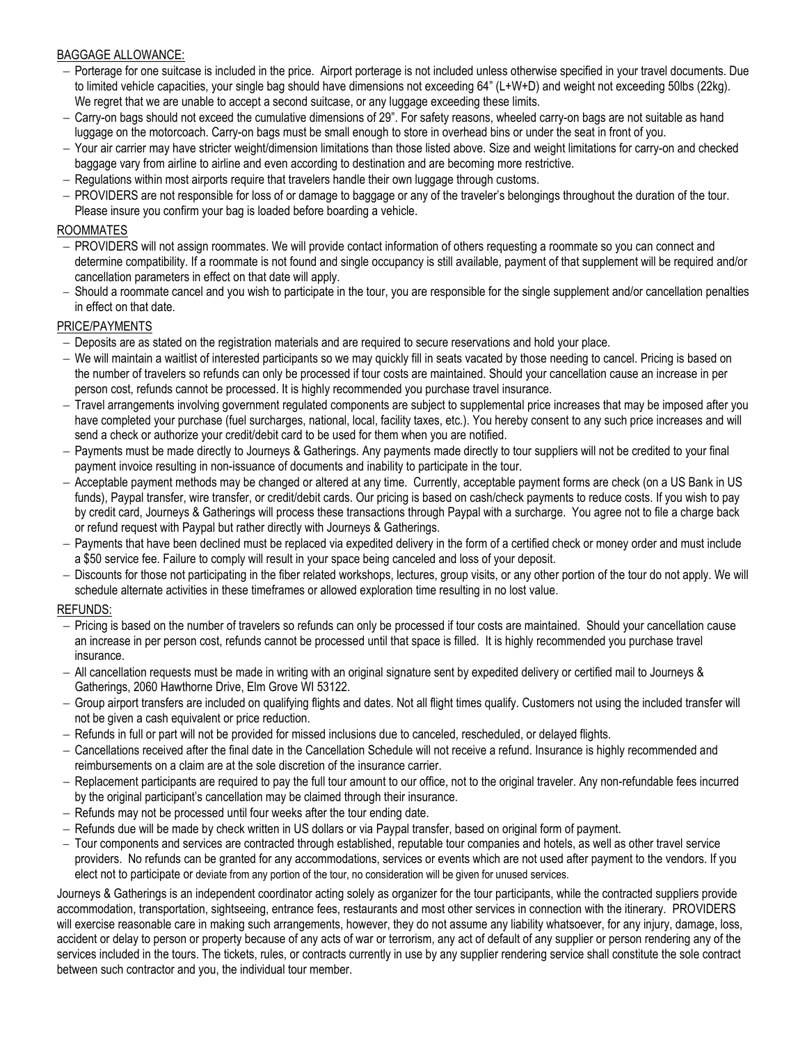BAGGAGE ALLOWANCE:

- Porterage for one suitcase is included in the price. Airport porterage is not included unless otherwise specified in your travel documents. Due to limited vehicle capacities, your single bag should have dimensions not exceeding 64" (L+W+D) and weight not exceeding 50lbs (22kg). We regret that we are unable to accept a second suitcase, or any luggage exceeding these limits.
- Carry-on bags should not exceed the cumulative dimensions of 29". For safety reasons, wheeled carry-on bags are not suitable as hand luggage on the motorcoach. Carry-on bags must be small enough to store in overhead bins or under the seat in front of you.
- Your air carrier may have stricter weight/dimension limitations than those listed above. Size and weight limitations for carry-on and checked baggage vary from airline to airline and even according to destination and are becoming more restrictive.
- Regulations within most airports require that travelers handle their own luggage through customs.
- PROVIDERS are not responsible for loss of or damage to baggage or any of the traveler's belongings throughout the duration of the tour. Please insure you confirm your bag is loaded before boarding a vehicle.

ROOMMATES

- PROVIDERS will not assign roommates. We will provide contact information of others requesting a roommate so you can connect and determine compatibility. If a roommate is not found and single occupancy is still available, payment of that supplement will be required and/or cancellation parameters in effect on that date will apply.
- Should a roommate cancel and you wish to participate in the tour, you are responsible for the single supplement and/or cancellation penalties in effect on that date.

PRICE/PAYMENTS

- Deposits are as stated on the registration materials and are required to secure reservations and hold your place.
- We will maintain a waitlist of interested participants so we may quickly fill in seats vacated by those needing to cancel. Pricing is based on the number of travelers so refunds can only be processed if tour costs are maintained. Should your cancellation cause an increase in per person cost, refunds cannot be processed. It is highly recommended you purchase travel insurance.
- Travel arrangements involving government regulated components are subject to supplemental price increases that may be imposed after you have completed your purchase (fuel surcharges, national, local, facility taxes, etc.). You hereby consent to any such price increases and will send a check or authorize your credit/debit card to be used for them when you are notified.
- Payments must be made directly to Journeys & Gatherings. Any payments made directly to tour suppliers will not be credited to your final payment invoice resulting in non-issuance of documents and inability to participate in the tour.
- Acceptable payment methods may be changed or altered at any time. Currently, acceptable payment forms are check (on a US Bank in US funds), Paypal transfer, wire transfer, or credit/debit cards. Our pricing is based on cash/check payments to reduce costs. If you wish to pay by credit card, Journeys & Gatherings will process these transactions through Paypal with a surcharge. You agree not to file a charge back or refund request with Paypal but rather directly with Journeys & Gatherings.
- Payments that have been declined must be replaced via expedited delivery in the form of a certified check or money order and must include a $50 service fee. Failure to comply will result in your space being canceled and loss of your deposit.
- Discounts for those not participating in the fiber related workshops, lectures, group visits, or any other portion of the tour do not apply. We will schedule alternate activities in these timeframes or allowed exploration time resulting in no lost value.

REFUNDS:

- Pricing is based on the number of travelers so refunds can only be processed if tour costs are maintained. Should your cancellation cause an increase in per person cost, refunds cannot be processed until that space is filled. It is highly recommended you purchase travel insurance.
- All cancellation requests must be made in writing with an original signature sent by expedited delivery or certified mail to Journeys & Gatherings, 2060 Hawthorne Drive, Elm Grove WI 53122.
- Group airport transfers are included on qualifying flights and dates. Not all flight times qualify. Customers not using the included transfer will not be given a cash equivalent or price reduction.
- Refunds in full or part will not be provided for missed inclusions due to canceled, rescheduled, or delayed flights.
- Cancellations received after the final date in the Cancellation Schedule will not receive a refund. Insurance is highly recommended and reimbursements on a claim are at the sole discretion of the insurance carrier.
- Replacement participants are required to pay the full tour amount to our office, not to the original traveler. Any non-refundable fees incurred by the original participant's cancellation may be claimed through their insurance.
- Refunds may not be processed until four weeks after the tour ending date.
- Refunds due will be made by check written in US dollars or via Paypal transfer, based on original form of payment.
- Tour components and services are contracted through established, reputable tour companies and hotels, as well as other travel service providers. No refunds can be granted for any accommodations, services or events which are not used after payment to the vendors. If you elect not to participate or deviate from any portion of the tour, no consideration will be given for unused services.

Journeys & Gatherings is an independent coordinator acting solely as organizer for the tour participants, while the contracted suppliers provide accommodation, transportation, sightseeing, entrance fees, restaurants and most other services in connection with the itinerary. PROVIDERS will exercise reasonable care in making such arrangements, however, they do not assume any liability whatsoever, for any injury, damage, loss, accident or delay to person or property because of any acts of war or terrorism, any act of default of any supplier or person rendering any of the services included in the tours. The tickets, rules, or contracts currently in use by any supplier rendering service shall constitute the sole contract between such contractor and you, the individual tour member.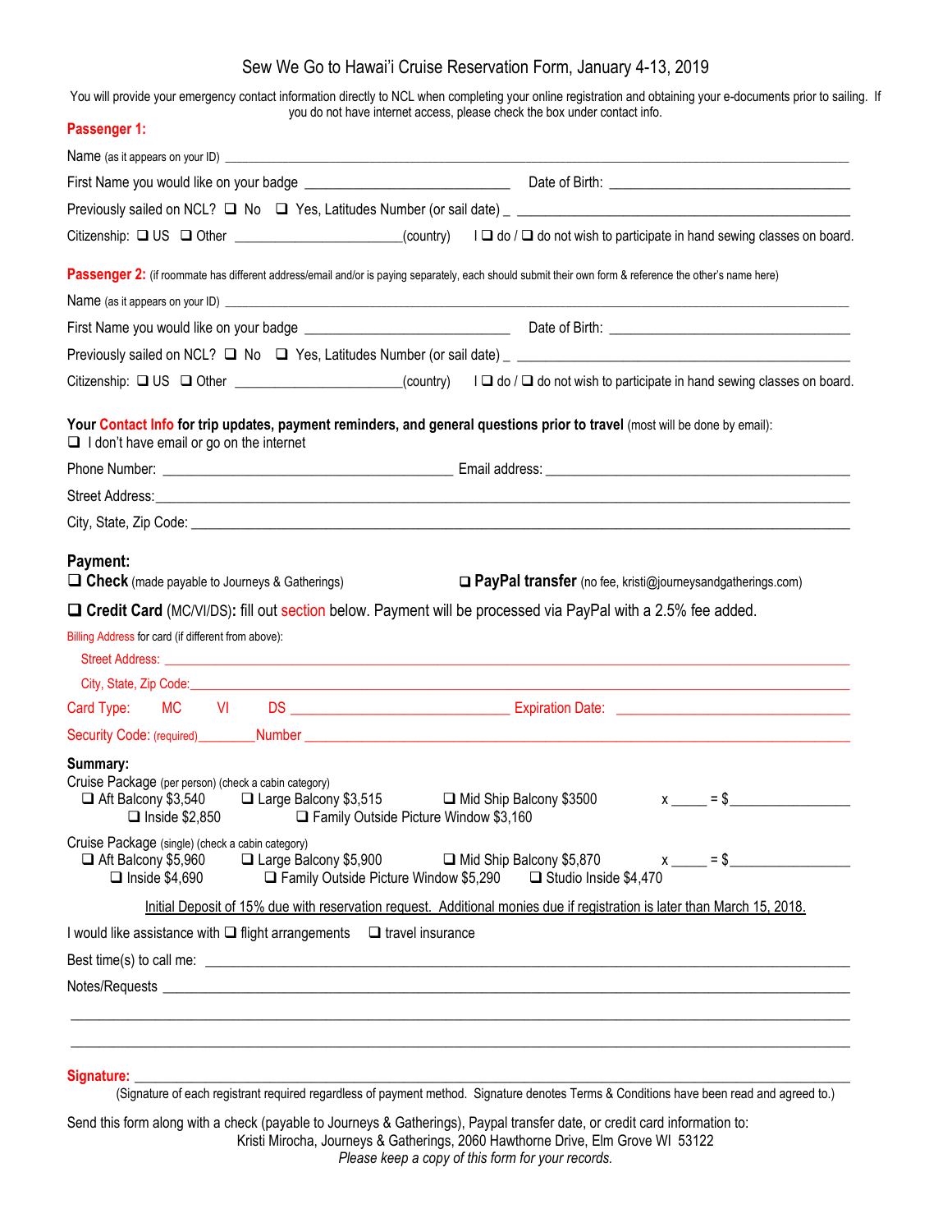# Sew We Go to Hawai'i Cruise Reservation Form, January 4-13, 2019

You will provide your emergency contact information directly to NCL when completing your online registration and obtaining your e-documents prior to sailing. If you do not have internet access, please check the box under contact info.

**Passenger 1:**

Name (as it appears on your ID) ________________________________________

First Name you would like on your badge ______________________ Date of Birth: ______________________

Previously sailed on NCL? ❑ No ❑ Yes, Latitudes Number (or sail date) _ ______________________

Citizenship: ❑ US ❑ Other ______________________(country) I ❑ do / ❑ do not wish to participate in hand sewing classes on board.

**Passenger 2:** (if roommate has different address/email and/or is paying separately, each should submit their own form & reference the other's name here)

Name (as it appears on your ID) ________________________________________

First Name you would like on your badge ______________________ Date of Birth: ______________________

Previously sailed on NCL? ❑ No ❑ Yes, Latitudes Number (or sail date) _ ______________________

Citizenship: ❑ US ❑ Other ______________________(country) I ❑ do / ❑ do not wish to participate in hand sewing classes on board.

**Your Contact Info for trip updates, payment reminders, and general questions prior to travel** (most will be done by email):

❑ I don't have email or go on the internet

Phone Number: ______________________ Email address: ______________________

Street Address:________________________________________

City, State, Zip Code: ________________________________________

**Payment:**

❑ **Check** (made payable to Journeys & Gatherings) ❑ **PayPal transfer** (no fee, kristi@journeysandgatherings.com)

❑ **Credit Card** (MC/VI/DS)**:** fill out section below. Payment will be processed via PayPal with a 2.5% fee added.

Billing Address for card (if different from above):

Street Address: ________________________________________

City, State, Zip Code:________________________________________

Card Type: MC VI DS ______________________ Expiration Date: ______________________

Security Code: (required)________Number ________________________________________

**Summary:**

Cruise Package (per person) (check a cabin category)

❑ Aft Balcony $3,540 ❑ Large Balcony $3,515 ❑ Mid Ship Balcony $3500 x _____ = $________________

❑ Inside $2,850 ❑ Family Outside Picture Window $3,160

Cruise Package (single) (check a cabin category)

❑ Aft Balcony $5,960 ❑ Large Balcony $5,900 ❑ Mid Ship Balcony $5,870 x _____ = $________________

❑ Inside $4,690 ❑ Family Outside Picture Window $5,290 ❑ Studio Inside $4,470

Initial Deposit of 15% due with reservation request. Additional monies due if registration is later than March 15, 2018.

I would like assistance with ❑ flight arrangements ❑ travel insurance

Best time(s) to call me: ________________________________________

Notes/Requests ________________________________________

________________________________________

________________________________________

**Signature:** ________________________________________

(Signature of each registrant required regardless of payment method. Signature denotes Terms & Conditions have been read and agreed to.)

Send this form along with a check (payable to Journeys & Gatherings), Paypal transfer date, or credit card information to:
Kristi Mirocha, Journeys & Gatherings, 2060 Hawthorne Drive, Elm Grove WI 53122
*Please keep a copy of this form for your records.*